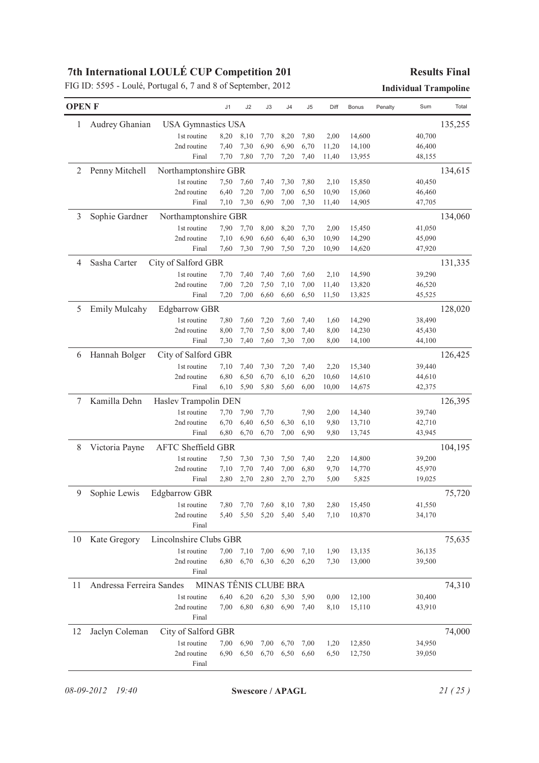# 7th International LOULÉ CUP Competition 201

FIG ID: 5595 - Loulé, Portugal 6, 7 and 8 of September, 2012

**Results Final**

**Individual Trampoline**

**OPEN F**

| Rank | Name | Club | Routine | J1 | J2 | J3 | J4 | J5 | Diff | Bonus | Penalty | Sum | Total |
|---|---|---|---|---|---|---|---|---|---|---|---|---|---|
| 1 | Audrey Ghanian | USA Gymnastics USA | | | | | | | | | | | 135,255 |
| | | | 1st routine | 8,20 | 8,10 | 7,70 | 8,20 | 7,80 | 2,00 | 14,600 | | 40,700 | |
| | | | 2nd routine | 7,40 | 7,30 | 6,90 | 6,90 | 6,70 | 11,20 | 14,100 | | 46,400 | |
| | | | Final | 7,70 | 7,80 | 7,70 | 7,20 | 7,40 | 11,40 | 13,955 | | 48,155 | |
| 2 | Penny Mitchell | Northamptonshire GBR | | | | | | | | | | | 134,615 |
| | | | 1st routine | 7,50 | 7,60 | 7,40 | 7,30 | 7,80 | 2,10 | 15,850 | | 40,450 | |
| | | | 2nd routine | 6,40 | 7,20 | 7,00 | 7,00 | 6,50 | 10,90 | 15,060 | | 46,460 | |
| | | | Final | 7,10 | 7,30 | 6,90 | 7,00 | 7,30 | 11,40 | 14,905 | | 47,705 | |
| 3 | Sophie Gardner | Northamptonshire GBR | | | | | | | | | | | 134,060 |
| | | | 1st routine | 7,90 | 7,70 | 8,00 | 8,20 | 7,70 | 2,00 | 15,450 | | 41,050 | |
| | | | 2nd routine | 7,10 | 6,90 | 6,60 | 6,40 | 6,30 | 10,90 | 14,290 | | 45,090 | |
| | | | Final | 7,60 | 7,30 | 7,90 | 7,50 | 7,20 | 10,90 | 14,620 | | 47,920 | |
| 4 | Sasha Carter | City of Salford GBR | | | | | | | | | | | 131,335 |
| | | | 1st routine | 7,70 | 7,40 | 7,40 | 7,60 | 7,60 | 2,10 | 14,590 | | 39,290 | |
| | | | 2nd routine | 7,00 | 7,20 | 7,50 | 7,10 | 7,00 | 11,40 | 13,820 | | 46,520 | |
| | | | Final | 7,20 | 7,00 | 6,60 | 6,60 | 6,50 | 11,50 | 13,825 | | 45,525 | |
| 5 | Emily Mulcahy | Edgbarrow GBR | | | | | | | | | | | 128,020 |
| | | | 1st routine | 7,80 | 7,60 | 7,20 | 7,60 | 7,40 | 1,60 | 14,290 | | 38,490 | |
| | | | 2nd routine | 8,00 | 7,70 | 7,50 | 8,00 | 7,40 | 8,00 | 14,230 | | 45,430 | |
| | | | Final | 7,30 | 7,40 | 7,60 | 7,30 | 7,00 | 8,00 | 14,100 | | 44,100 | |
| 6 | Hannah Bolger | City of Salford GBR | | | | | | | | | | | 126,425 |
| | | | 1st routine | 7,10 | 7,40 | 7,30 | 7,20 | 7,40 | 2,20 | 15,340 | | 39,440 | |
| | | | 2nd routine | 6,80 | 6,50 | 6,70 | 6,10 | 6,20 | 10,60 | 14,610 | | 44,610 | |
| | | | Final | 6,10 | 5,90 | 5,80 | 5,60 | 6,00 | 10,00 | 14,675 | | 42,375 | |
| 7 | Kamilla Dehn | Haslev Trampolin DEN | | | | | | | | | | | 126,395 |
| | | | 1st routine | 7,70 | 7,90 | 7,70 | | 7,90 | 2,00 | 14,340 | | 39,740 | |
| | | | 2nd routine | 6,70 | 6,40 | 6,50 | 6,30 | 6,10 | 9,80 | 13,710 | | 42,710 | |
| | | | Final | 6,80 | 6,70 | 6,70 | 7,00 | 6,90 | 9,80 | 13,745 | | 43,945 | |
| 8 | Victoria Payne | AFTC Sheffield GBR | | | | | | | | | | | 104,195 |
| | | | 1st routine | 7,50 | 7,30 | 7,30 | 7,50 | 7,40 | 2,20 | 14,800 | | 39,200 | |
| | | | 2nd routine | 7,10 | 7,70 | 7,40 | 7,00 | 6,80 | 9,70 | 14,770 | | 45,970 | |
| | | | Final | 2,80 | 2,70 | 2,80 | 2,70 | 2,70 | 5,00 | 5,825 | | 19,025 | |
| 9 | Sophie Lewis | Edgbarrow GBR | | | | | | | | | | | 75,720 |
| | | | 1st routine | 7,80 | 7,70 | 7,60 | 8,10 | 7,80 | 2,80 | 15,450 | | 41,550 | |
| | | | 2nd routine | 5,40 | 5,50 | 5,20 | 5,40 | 5,40 | 7,10 | 10,870 | | 34,170 | |
| | | | Final | | | | | | | | | | |
| 10 | Kate Gregory | Lincolnshire Clubs GBR | | | | | | | | | | | 75,635 |
| | | | 1st routine | 7,00 | 7,10 | 7,00 | 6,90 | 7,10 | 1,90 | 13,135 | | 36,135 | |
| | | | 2nd routine | 6,80 | 6,70 | 6,30 | 6,20 | 6,20 | 7,30 | 13,000 | | 39,500 | |
| | | | Final | | | | | | | | | | |
| 11 | Andressa Ferreira Sandes | MINAS TÊNIS CLUBE BRA | | | | | | | | | | | 74,310 |
| | | | 1st routine | 6,40 | 6,20 | 6,20 | 5,30 | 5,90 | 0,00 | 12,100 | | 30,400 | |
| | | | 2nd routine | 7,00 | 6,80 | 6,80 | 6,90 | 7,40 | 8,10 | 15,110 | | 43,910 | |
| | | | Final | | | | | | | | | | |
| 12 | Jaclyn Coleman | City of Salford GBR | | | | | | | | | | | 74,000 |
| | | | 1st routine | 7,00 | 6,90 | 7,00 | 6,70 | 7,00 | 1,20 | 12,850 | | 34,950 | |
| | | | 2nd routine | 6,90 | 6,50 | 6,70 | 6,50 | 6,60 | 6,50 | 12,750 | | 39,050 | |
| | | | Final | | | | | | | | | | |

*08-09-2012 19:40* **Swescore / APAGL**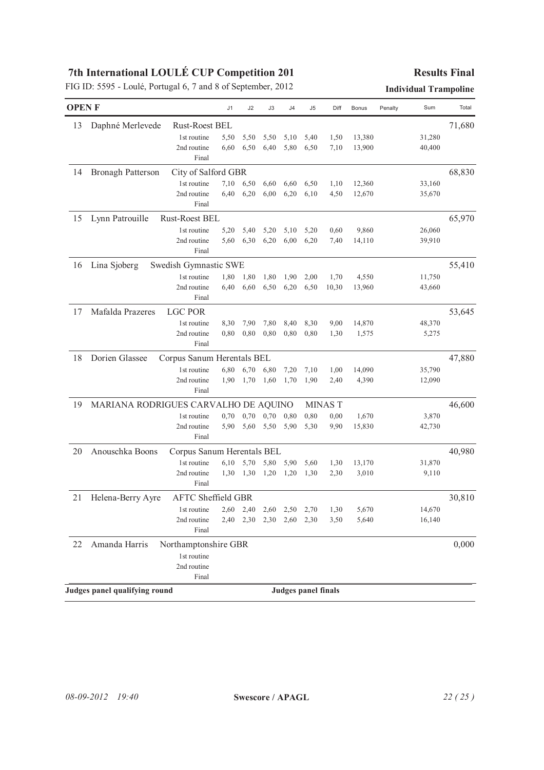# 7th International LOULÉ CUP Competition 201

FIG ID: 5595 - Loulé, Portugal 6, 7 and 8 of September, 2012

**Results Final**

**Individual Trampoline**

**OPEN F**

| Rank | Name | Club / Routine | J1 | J2 | J3 | J4 | J5 | Diff | Bonus | Penalty | Sum | Total |
|---|---|---|---|---|---|---|---|---|---|---|---|---|
| 13 | Daphné Merlevede | Rust-Roest BEL | | | | | | | | | | 71,680 |
| | | 1st routine | 5,50 | 5,50 | 5,50 | 5,10 | 5,40 | 1,50 | 13,380 | | 31,280 | |
| | | 2nd routine | 6,60 | 6,50 | 6,40 | 5,80 | 6,50 | 7,10 | 13,900 | | 40,400 | |
| | | Final | | | | | | | | | | |
| 14 | Bronagh Patterson | City of Salford GBR | | | | | | | | | | 68,830 |
| | | 1st routine | 7,10 | 6,50 | 6,60 | 6,60 | 6,50 | 1,10 | 12,360 | | 33,160 | |
| | | 2nd routine | 6,40 | 6,20 | 6,00 | 6,20 | 6,10 | 4,50 | 12,670 | | 35,670 | |
| | | Final | | | | | | | | | | |
| 15 | Lynn Patrouille | Rust-Roest BEL | | | | | | | | | | 65,970 |
| | | 1st routine | 5,20 | 5,40 | 5,20 | 5,10 | 5,20 | 0,60 | 9,860 | | 26,060 | |
| | | 2nd routine | 5,60 | 6,30 | 6,20 | 6,00 | 6,20 | 7,40 | 14,110 | | 39,910 | |
| | | Final | | | | | | | | | | |
| 16 | Lina Sjoberg | Swedish Gymnastic SWE | | | | | | | | | | 55,410 |
| | | 1st routine | 1,80 | 1,80 | 1,80 | 1,90 | 2,00 | 1,70 | 4,550 | | 11,750 | |
| | | 2nd routine | 6,40 | 6,60 | 6,50 | 6,20 | 6,50 | 10,30 | 13,960 | | 43,660 | |
| | | Final | | | | | | | | | | |
| 17 | Mafalda Prazeres | LGC POR | | | | | | | | | | 53,645 |
| | | 1st routine | 8,30 | 7,90 | 7,80 | 8,40 | 8,30 | 9,00 | 14,870 | | 48,370 | |
| | | 2nd routine | 0,80 | 0,80 | 0,80 | 0,80 | 0,80 | 1,30 | 1,575 | | 5,275 | |
| | | Final | | | | | | | | | | |
| 18 | Dorien Glassee | Corpus Sanum Herentals BEL | | | | | | | | | | 47,880 |
| | | 1st routine | 6,80 | 6,70 | 6,80 | 7,20 | 7,10 | 1,00 | 14,090 | | 35,790 | |
| | | 2nd routine | 1,90 | 1,70 | 1,60 | 1,70 | 1,90 | 2,40 | 4,390 | | 12,090 | |
| | | Final | | | | | | | | | | |
| 19 | MARIANA RODRIGUES CARVALHO DE AQUINO | MINAS T | | | | | | | | | | 46,600 |
| | | 1st routine | 0,70 | 0,70 | 0,70 | 0,80 | 0,80 | 0,00 | 1,670 | | 3,870 | |
| | | 2nd routine | 5,90 | 5,60 | 5,50 | 5,90 | 5,30 | 9,90 | 15,830 | | 42,730 | |
| | | Final | | | | | | | | | | |
| 20 | Anouschka Boons | Corpus Sanum Herentals BEL | | | | | | | | | | 40,980 |
| | | 1st routine | 6,10 | 5,70 | 5,80 | 5,90 | 5,60 | 1,30 | 13,170 | | 31,870 | |
| | | 2nd routine | 1,30 | 1,30 | 1,20 | 1,20 | 1,30 | 2,30 | 3,010 | | 9,110 | |
| | | Final | | | | | | | | | | |
| 21 | Helena-Berry Ayre | AFTC Sheffield GBR | | | | | | | | | | 30,810 |
| | | 1st routine | 2,60 | 2,40 | 2,60 | 2,50 | 2,70 | 1,30 | 5,670 | | 14,670 | |
| | | 2nd routine | 2,40 | 2,30 | 2,30 | 2,60 | 2,30 | 3,50 | 5,640 | | 16,140 | |
| | | Final | | | | | | | | | | |
| 22 | Amanda Harris | Northamptonshire GBR | | | | | | | | | | 0,000 |
| | | 1st routine | | | | | | | | | | |
| | | 2nd routine | | | | | | | | | | |
| | | Final | | | | | | | | | | |

**Judges panel qualifying round** | **Judges panel finals**

08-09-2012 19:40 — **Swescore / APAGL**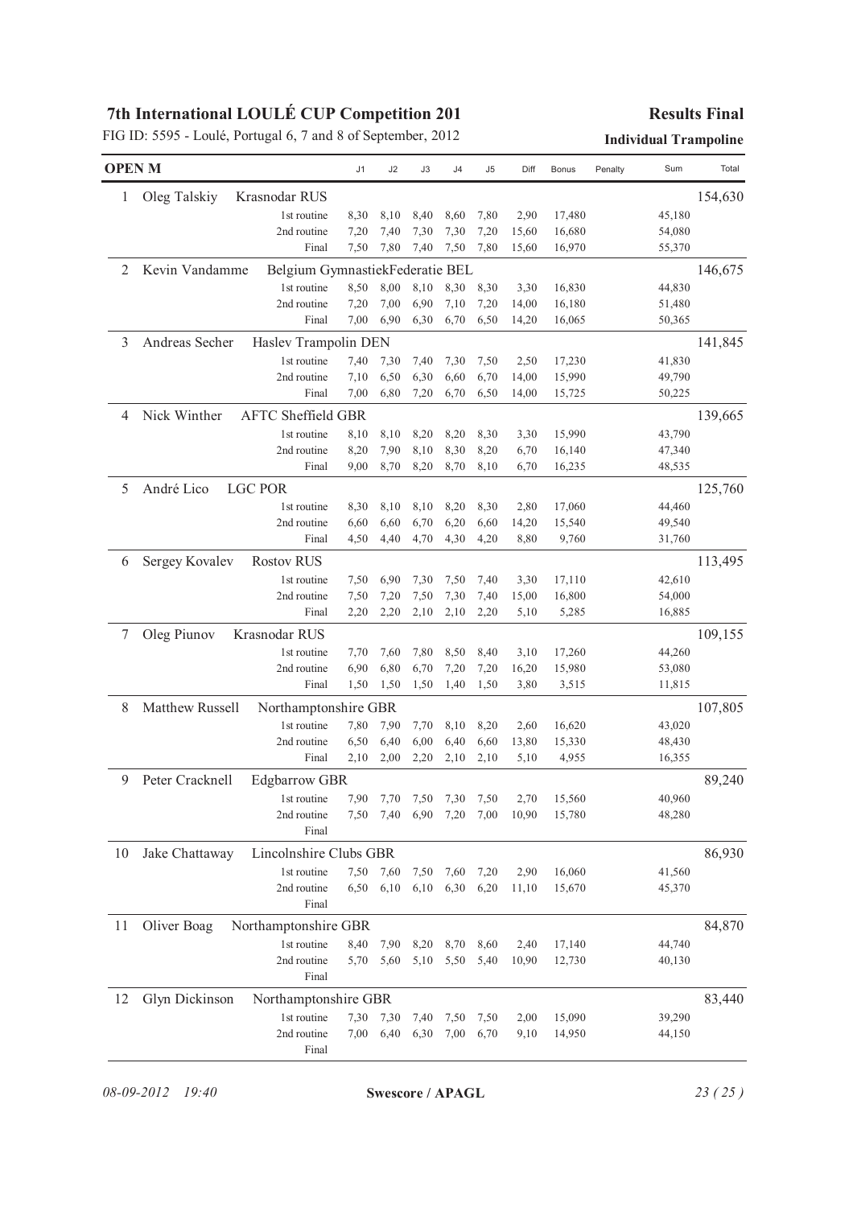# 7th International LOULÉ CUP Competition 201

FIG ID: 5595 - Loulé, Portugal 6, 7 and 8 of September, 2012

**Results Final**

**Individual Trampoline**

**OPEN M**

| Rank | Name | Club | Routine | J1 | J2 | J3 | J4 | J5 | Diff | Bonus | Penalty | Sum | Total |
|---|---|---|---|---|---|---|---|---|---|---|---|---|---|
| 1 | Oleg Talskiy | Krasnodar RUS | | | | | | | | | | | 154,630 |
| | | | 1st routine | 8,30 | 8,10 | 8,40 | 8,60 | 7,80 | 2,90 | 17,480 | | 45,180 | |
| | | | 2nd routine | 7,20 | 7,40 | 7,30 | 7,30 | 7,20 | 15,60 | 16,680 | | 54,080 | |
| | | | Final | 7,50 | 7,80 | 7,40 | 7,50 | 7,80 | 15,60 | 16,970 | | 55,370 | |
| 2 | Kevin Vandamme | Belgium GymnastiekFederatie BEL | | | | | | | | | | | 146,675 |
| | | | 1st routine | 8,50 | 8,00 | 8,10 | 8,30 | 8,30 | 3,30 | 16,830 | | 44,830 | |
| | | | 2nd routine | 7,20 | 7,00 | 6,90 | 7,10 | 7,20 | 14,00 | 16,180 | | 51,480 | |
| | | | Final | 7,00 | 6,90 | 6,30 | 6,70 | 6,50 | 14,20 | 16,065 | | 50,365 | |
| 3 | Andreas Secher | Haslev Trampolin DEN | | | | | | | | | | | 141,845 |
| | | | 1st routine | 7,40 | 7,30 | 7,40 | 7,30 | 7,50 | 2,50 | 17,230 | | 41,830 | |
| | | | 2nd routine | 7,10 | 6,50 | 6,30 | 6,60 | 6,70 | 14,00 | 15,990 | | 49,790 | |
| | | | Final | 7,00 | 6,80 | 7,20 | 6,70 | 6,50 | 14,00 | 15,725 | | 50,225 | |
| 4 | Nick Winther | AFTC Sheffield GBR | | | | | | | | | | | 139,665 |
| | | | 1st routine | 8,10 | 8,10 | 8,20 | 8,20 | 8,30 | 3,30 | 15,990 | | 43,790 | |
| | | | 2nd routine | 8,20 | 7,90 | 8,10 | 8,30 | 8,20 | 6,70 | 16,140 | | 47,340 | |
| | | | Final | 9,00 | 8,70 | 8,20 | 8,70 | 8,10 | 6,70 | 16,235 | | 48,535 | |
| 5 | André Lico | LGC POR | | | | | | | | | | | 125,760 |
| | | | 1st routine | 8,30 | 8,10 | 8,10 | 8,20 | 8,30 | 2,80 | 17,060 | | 44,460 | |
| | | | 2nd routine | 6,60 | 6,60 | 6,70 | 6,20 | 6,60 | 14,20 | 15,540 | | 49,540 | |
| | | | Final | 4,50 | 4,40 | 4,70 | 4,30 | 4,20 | 8,80 | 9,760 | | 31,760 | |
| 6 | Sergey Kovalev | Rostov RUS | | | | | | | | | | | 113,495 |
| | | | 1st routine | 7,50 | 6,90 | 7,30 | 7,50 | 7,40 | 3,30 | 17,110 | | 42,610 | |
| | | | 2nd routine | 7,50 | 7,20 | 7,50 | 7,30 | 7,40 | 15,00 | 16,800 | | 54,000 | |
| | | | Final | 2,20 | 2,20 | 2,10 | 2,10 | 2,20 | 5,10 | 5,285 | | 16,885 | |
| 7 | Oleg Piunov | Krasnodar RUS | | | | | | | | | | | 109,155 |
| | | | 1st routine | 7,70 | 7,60 | 7,80 | 8,50 | 8,40 | 3,10 | 17,260 | | 44,260 | |
| | | | 2nd routine | 6,90 | 6,80 | 6,70 | 7,20 | 7,20 | 16,20 | 15,980 | | 53,080 | |
| | | | Final | 1,50 | 1,50 | 1,50 | 1,40 | 1,50 | 3,80 | 3,515 | | 11,815 | |
| 8 | Matthew Russell | Northamptonshire GBR | | | | | | | | | | | 107,805 |
| | | | 1st routine | 7,80 | 7,90 | 7,70 | 8,10 | 8,20 | 2,60 | 16,620 | | 43,020 | |
| | | | 2nd routine | 6,50 | 6,40 | 6,00 | 6,40 | 6,60 | 13,80 | 15,330 | | 48,430 | |
| | | | Final | 2,10 | 2,00 | 2,20 | 2,10 | 2,10 | 5,10 | 4,955 | | 16,355 | |
| 9 | Peter Cracknell | Edgbarrow GBR | | | | | | | | | | | 89,240 |
| | | | 1st routine | 7,90 | 7,70 | 7,50 | 7,30 | 7,50 | 2,70 | 15,560 | | 40,960 | |
| | | | 2nd routine | 7,50 | 7,40 | 6,90 | 7,20 | 7,00 | 10,90 | 15,780 | | 48,280 | |
| | | | Final | | | | | | | | | | |
| 10 | Jake Chattaway | Lincolnshire Clubs GBR | | | | | | | | | | | 86,930 |
| | | | 1st routine | 7,50 | 7,60 | 7,50 | 7,60 | 7,20 | 2,90 | 16,060 | | 41,560 | |
| | | | 2nd routine | 6,50 | 6,10 | 6,10 | 6,30 | 6,20 | 11,10 | 15,670 | | 45,370 | |
| | | | Final | | | | | | | | | | |
| 11 | Oliver Boag | Northamptonshire GBR | | | | | | | | | | | 84,870 |
| | | | 1st routine | 8,40 | 7,90 | 8,20 | 8,70 | 8,60 | 2,40 | 17,140 | | 44,740 | |
| | | | 2nd routine | 5,70 | 5,60 | 5,10 | 5,50 | 5,40 | 10,90 | 12,730 | | 40,130 | |
| | | | Final | | | | | | | | | | |
| 12 | Glyn Dickinson | Northamptonshire GBR | | | | | | | | | | | 83,440 |
| | | | 1st routine | 7,30 | 7,30 | 7,40 | 7,50 | 7,50 | 2,00 | 15,090 | | 39,290 | |
| | | | 2nd routine | 7,00 | 6,40 | 6,30 | 7,00 | 6,70 | 9,10 | 14,950 | | 44,150 | |
| | | | Final | | | | | | | | | | |

*08-09-2012 19:40* **Swescore / APAGL**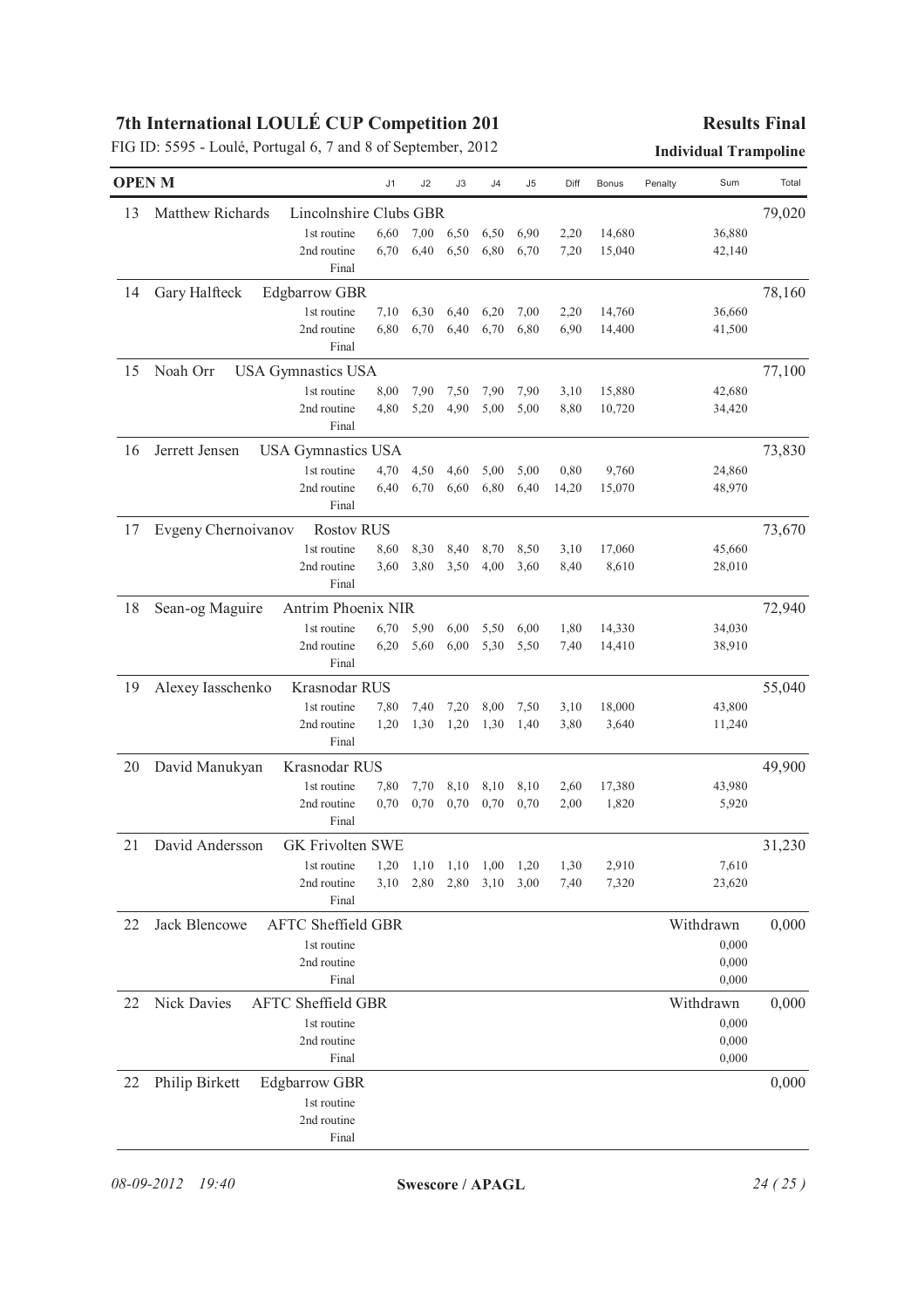# 7th International LOULÉ CUP Competition 201

FIG ID: 5595 - Loulé, Portugal 6, 7 and 8 of September, 2012

**Results Final**

**Individual Trampoline**

## OPEN M

| Rank | Name | Club / Routine | J1 | J2 | J3 | J4 | J5 | Diff | Bonus | Penalty | Sum | Total |
|---|---|---|---|---|---|---|---|---|---|---|---|---|
| 13 | Matthew Richards | Lincolnshire Clubs GBR | | | | | | | | | | 79,020 |
| | | 1st routine | 6,60 | 7,00 | 6,50 | 6,50 | 6,90 | 2,20 | 14,680 | | 36,880 | |
| | | 2nd routine | 6,70 | 6,40 | 6,50 | 6,80 | 6,70 | 7,20 | 15,040 | | 42,140 | |
| | | Final | | | | | | | | | | |
| 14 | Gary Halfteck | Edgbarrow GBR | | | | | | | | | | 78,160 |
| | | 1st routine | 7,10 | 6,30 | 6,40 | 6,20 | 7,00 | 2,20 | 14,760 | | 36,660 | |
| | | 2nd routine | 6,80 | 6,70 | 6,40 | 6,70 | 6,80 | 6,90 | 14,400 | | 41,500 | |
| | | Final | | | | | | | | | | |
| 15 | Noah Orr | USA Gymnastics USA | | | | | | | | | | 77,100 |
| | | 1st routine | 8,00 | 7,90 | 7,50 | 7,90 | 7,90 | 3,10 | 15,880 | | 42,680 | |
| | | 2nd routine | 4,80 | 5,20 | 4,90 | 5,00 | 5,00 | 8,80 | 10,720 | | 34,420 | |
| | | Final | | | | | | | | | | |
| 16 | Jerrett Jensen | USA Gymnastics USA | | | | | | | | | | 73,830 |
| | | 1st routine | 4,70 | 4,50 | 4,60 | 5,00 | 5,00 | 0,80 | 9,760 | | 24,860 | |
| | | 2nd routine | 6,40 | 6,70 | 6,60 | 6,80 | 6,40 | 14,20 | 15,070 | | 48,970 | |
| | | Final | | | | | | | | | | |
| 17 | Evgeny Chernoivanov | Rostov RUS | | | | | | | | | | 73,670 |
| | | 1st routine | 8,60 | 8,30 | 8,40 | 8,70 | 8,50 | 3,10 | 17,060 | | 45,660 | |
| | | 2nd routine | 3,60 | 3,80 | 3,50 | 4,00 | 3,60 | 8,40 | 8,610 | | 28,010 | |
| | | Final | | | | | | | | | | |
| 18 | Sean-og Maguire | Antrim Phoenix NIR | | | | | | | | | | 72,940 |
| | | 1st routine | 6,70 | 5,90 | 6,00 | 5,50 | 6,00 | 1,80 | 14,330 | | 34,030 | |
| | | 2nd routine | 6,20 | 5,60 | 6,00 | 5,30 | 5,50 | 7,40 | 14,410 | | 38,910 | |
| | | Final | | | | | | | | | | |
| 19 | Alexey Iasschenko | Krasnodar RUS | | | | | | | | | | 55,040 |
| | | 1st routine | 7,80 | 7,40 | 7,20 | 8,00 | 7,50 | 3,10 | 18,000 | | 43,800 | |
| | | 2nd routine | 1,20 | 1,30 | 1,20 | 1,30 | 1,40 | 3,80 | 3,640 | | 11,240 | |
| | | Final | | | | | | | | | | |
| 20 | David Manukyan | Krasnodar RUS | | | | | | | | | | 49,900 |
| | | 1st routine | 7,80 | 7,70 | 8,10 | 8,10 | 8,10 | 2,60 | 17,380 | | 43,980 | |
| | | 2nd routine | 0,70 | 0,70 | 0,70 | 0,70 | 0,70 | 2,00 | 1,820 | | 5,920 | |
| | | Final | | | | | | | | | | |
| 21 | David Andersson | GK Frivolten SWE | | | | | | | | | | 31,230 |
| | | 1st routine | 1,20 | 1,10 | 1,10 | 1,00 | 1,20 | 1,30 | 2,910 | | 7,610 | |
| | | 2nd routine | 3,10 | 2,80 | 2,80 | 3,10 | 3,00 | 7,40 | 7,320 | | 23,620 | |
| | | Final | | | | | | | | | | |
| 22 | Jack Blencowe | AFTC Sheffield GBR | | | | | | | | Withdrawn | | 0,000 |
| | | 1st routine | | | | | | | | | 0,000 | |
| | | 2nd routine | | | | | | | | | 0,000 | |
| | | Final | | | | | | | | | 0,000 | |
| 22 | Nick Davies | AFTC Sheffield GBR | | | | | | | | Withdrawn | | 0,000 |
| | | 1st routine | | | | | | | | | 0,000 | |
| | | 2nd routine | | | | | | | | | 0,000 | |
| | | Final | | | | | | | | | 0,000 | |
| 22 | Philip Birkett | Edgbarrow GBR | | | | | | | | | | 0,000 |
| | | 1st routine | | | | | | | | | | |
| | | 2nd routine | | | | | | | | | | |
| | | Final | | | | | | | | | | |

*08-09-2012 19:40* **Swescore / APAGL**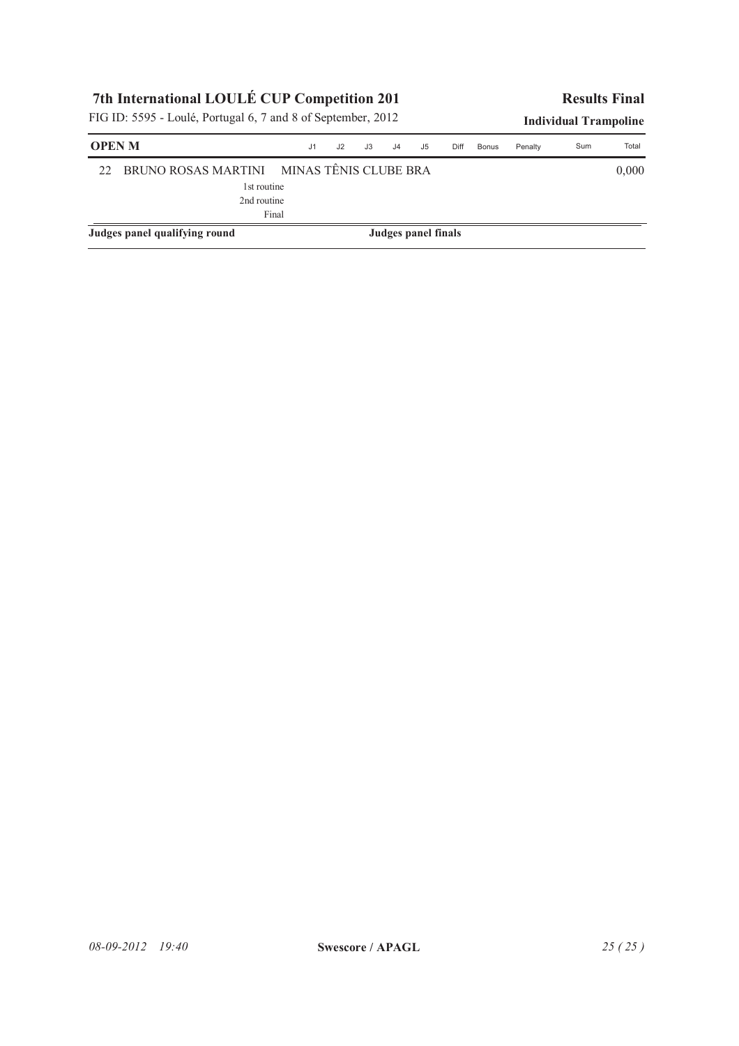| OPEN M | | J1 | J2 | J3 | J4 | J5 | Diff | Bonus | Penalty | Sum | Total |
|---|---|---|---|---|---|---|---|---|---|---|---|
| 22 | BRUNO ROSAS MARTINI MINAS TÊNIS CLUBE BRA | | | | | | | | | | 0,000 |
| | 1st routine | | | | | | | | | | |
| | 2nd routine | | | | | | | | | | |
| | Final | | | | | | | | | | |

**Judges panel qualifying round** **Judges panel finals**